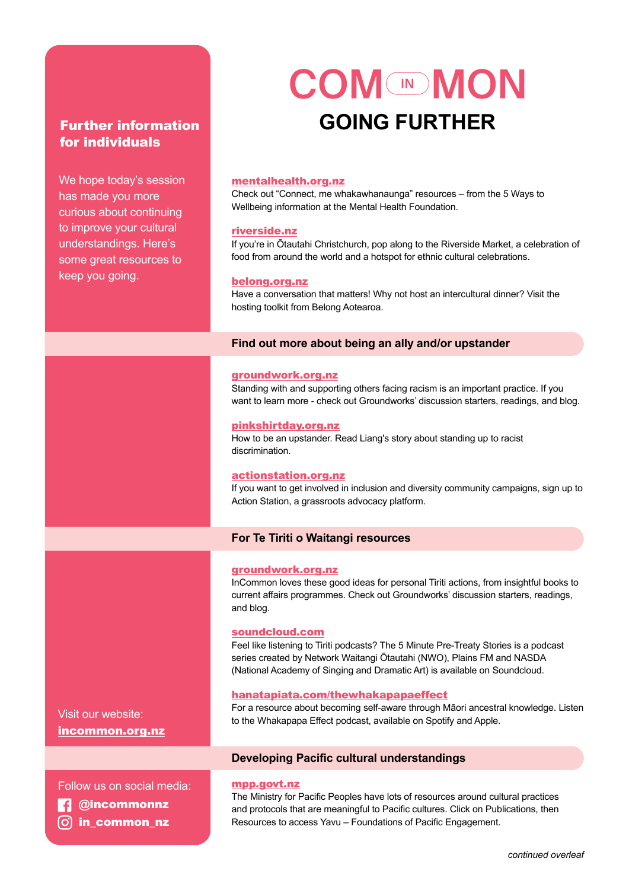# COM IN MON

## GOING FURTHER

### Further information for individuals

We hope today's session has made you more curious about continuing to improve your cultural understandings. Here's some great resources to keep you going.

**mentalhealth.org.nz**
Check out "Connect, me whakawhanaunga" resources – from the 5 Ways to Wellbeing information at the Mental Health Foundation.

**riverside.nz**
If you're in Ōtautahi Christchurch, pop along to the Riverside Market, a celebration of food from around the world and a hotspot for ethnic cultural celebrations.

**belong.org.nz**
Have a conversation that matters! Why not host an intercultural dinner? Visit the hosting toolkit from Belong Aotearoa.

### Find out more about being an ally and/or upstander

**groundwork.org.nz**
Standing with and supporting others facing racism is an important practice. If you want to learn more - check out Groundworks' discussion starters, readings, and blog.

**pinkshirtday.org.nz**
How to be an upstander. Read Liang's story about standing up to racist discrimination.

**actionstation.org.nz**
If you want to get involved in inclusion and diversity community campaigns, sign up to Action Station, a grassroots advocacy platform.

### For Te Tiriti o Waitangi resources

**groundwork.org.nz**
InCommon loves these good ideas for personal Tiriti actions, from insightful books to current affairs programmes. Check out Groundworks' discussion starters, readings, and blog.

**soundcloud.com**
Feel like listening to Tiriti podcasts? The 5 Minute Pre-Treaty Stories is a podcast series created by Network Waitangi Ōtautahi (NWO), Plains FM and NASDA (National Academy of Singing and Dramatic Art) is available on Soundcloud.

**hanatapiata.com/thewhakapapaeffect**
For a resource about becoming self-aware through Māori ancestral knowledge. Listen to the Whakapapa Effect podcast, available on Spotify and Apple.

### Developing Pacific cultural understandings

**mpp.govt.nz**
The Ministry for Pacific Peoples have lots of resources around cultural practices and protocols that are meaningful to Pacific cultures. Click on Publications, then Resources to access Yavu – Foundations of Pacific Engagement.

Visit our website:
**incommon.org.nz**

Follow us on social media:
**@incommonnz**
**in_common_nz**

*continued overleaf*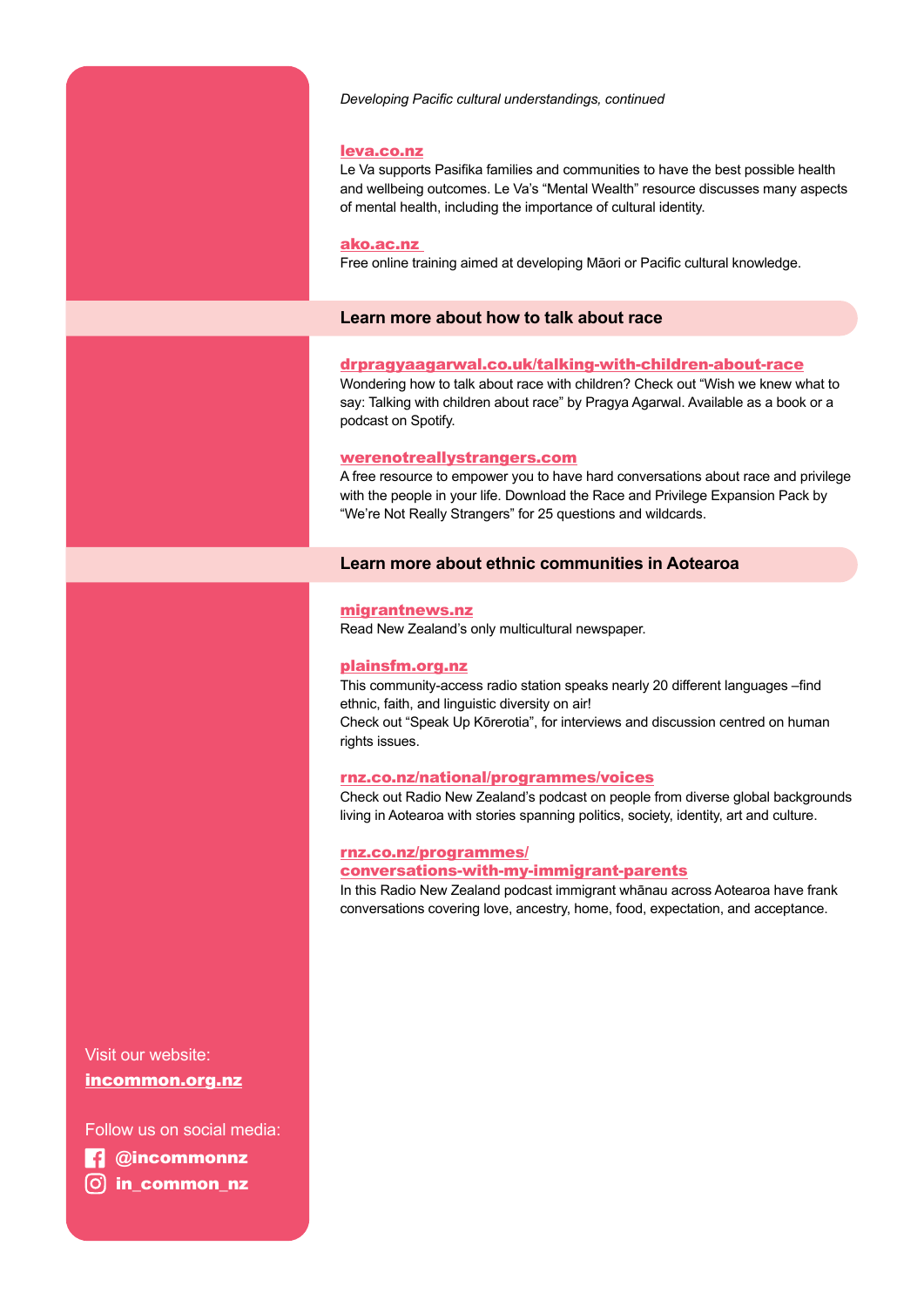*Developing Pacific cultural understandings, continued*

**leva.co.nz**
Le Va supports Pasifika families and communities to have the best possible health and wellbeing outcomes. Le Va's "Mental Wealth" resource discusses many aspects of mental health, including the importance of cultural identity.

**ako.ac.nz**
Free online training aimed at developing Māori or Pacific cultural knowledge.

## Learn more about how to talk about race

**drpragyaagarwal.co.uk/talking-with-children-about-race**
Wondering how to talk about race with children? Check out "Wish we knew what to say: Talking with children about race" by Pragya Agarwal. Available as a book or a podcast on Spotify.

**werenotreallystrangers.com**
A free resource to empower you to have hard conversations about race and privilege with the people in your life. Download the Race and Privilege Expansion Pack by "We're Not Really Strangers" for 25 questions and wildcards.

## Learn more about ethnic communities in Aotearoa

**migrantnews.nz**
Read New Zealand's only multicultural newspaper.

**plainsfm.org.nz**
This community-access radio station speaks nearly 20 different languages –find ethnic, faith, and linguistic diversity on air!
Check out "Speak Up Kōrerotia", for interviews and discussion centred on human rights issues.

**rnz.co.nz/national/programmes/voices**
Check out Radio New Zealand's podcast on people from diverse global backgrounds living in Aotearoa with stories spanning politics, society, identity, art and culture.

**rnz.co.nz/programmes/conversations-with-my-immigrant-parents**
In this Radio New Zealand podcast immigrant whānau across Aotearoa have frank conversations covering love, ancestry, home, food, expectation, and acceptance.

Visit our website:
**incommon.org.nz**

Follow us on social media:
**@incommonnz**
**in_common_nz**